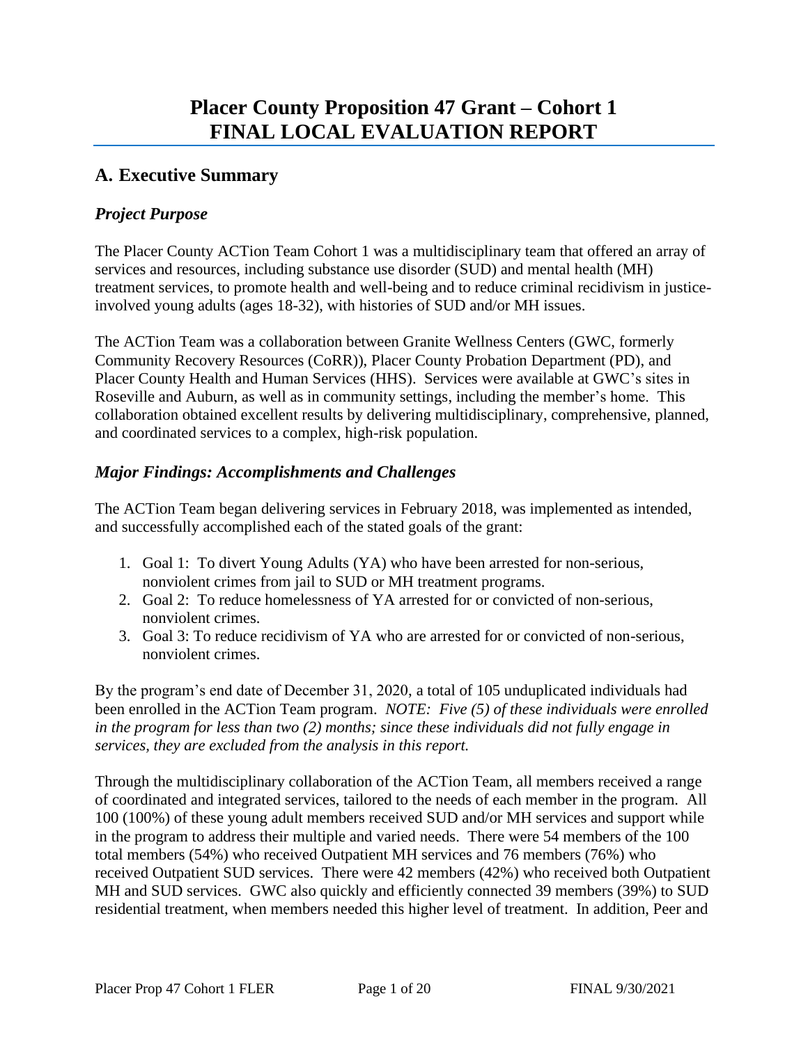# Placer County Proposition 47 Grant – Cohort 1
# FINAL LOCAL EVALUATION REPORT

## A. Executive Summary

### *Project Purpose*

The Placer County ACTion Team Cohort 1 was a multidisciplinary team that offered an array of services and resources, including substance use disorder (SUD) and mental health (MH) treatment services, to promote health and well-being and to reduce criminal recidivism in justice-involved young adults (ages 18-32), with histories of SUD and/or MH issues.

The ACTion Team was a collaboration between Granite Wellness Centers (GWC, formerly Community Recovery Resources (CoRR)), Placer County Probation Department (PD), and Placer County Health and Human Services (HHS). Services were available at GWC's sites in Roseville and Auburn, as well as in community settings, including the member's home. This collaboration obtained excellent results by delivering multidisciplinary, comprehensive, planned, and coordinated services to a complex, high-risk population.

### *Major Findings: Accomplishments and Challenges*

The ACTion Team began delivering services in February 2018, was implemented as intended, and successfully accomplished each of the stated goals of the grant:

1. Goal 1: To divert Young Adults (YA) who have been arrested for non-serious, nonviolent crimes from jail to SUD or MH treatment programs.
2. Goal 2: To reduce homelessness of YA arrested for or convicted of non-serious, nonviolent crimes.
3. Goal 3: To reduce recidivism of YA who are arrested for or convicted of non-serious, nonviolent crimes.

By the program's end date of December 31, 2020, a total of 105 unduplicated individuals had been enrolled in the ACTion Team program. *NOTE: Five (5) of these individuals were enrolled in the program for less than two (2) months; since these individuals did not fully engage in services, they are excluded from the analysis in this report.*

Through the multidisciplinary collaboration of the ACTion Team, all members received a range of coordinated and integrated services, tailored to the needs of each member in the program. All 100 (100%) of these young adult members received SUD and/or MH services and support while in the program to address their multiple and varied needs. There were 54 members of the 100 total members (54%) who received Outpatient MH services and 76 members (76%) who received Outpatient SUD services. There were 42 members (42%) who received both Outpatient MH and SUD services. GWC also quickly and efficiently connected 39 members (39%) to SUD residential treatment, when members needed this higher level of treatment. In addition, Peer and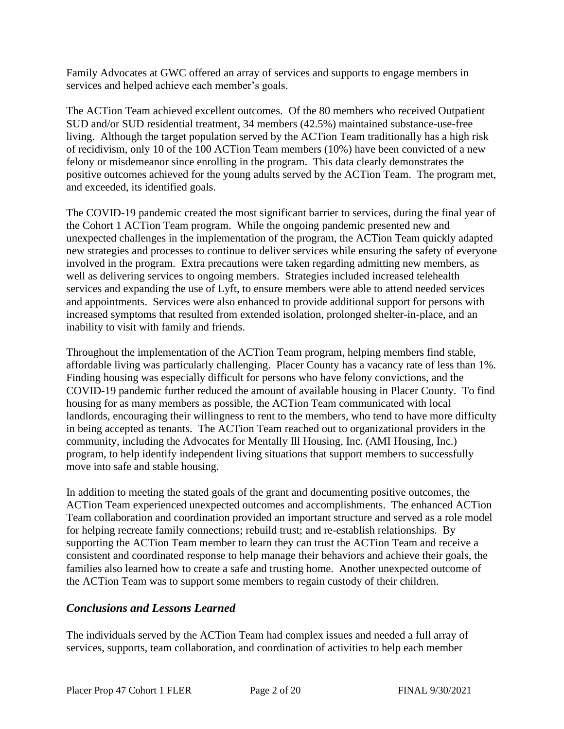Family Advocates at GWC offered an array of services and supports to engage members in services and helped achieve each member's goals.

The ACTion Team achieved excellent outcomes. Of the 80 members who received Outpatient SUD and/or SUD residential treatment, 34 members (42.5%) maintained substance-use-free living. Although the target population served by the ACTion Team traditionally has a high risk of recidivism, only 10 of the 100 ACTion Team members (10%) have been convicted of a new felony or misdemeanor since enrolling in the program. This data clearly demonstrates the positive outcomes achieved for the young adults served by the ACTion Team. The program met, and exceeded, its identified goals.

The COVID-19 pandemic created the most significant barrier to services, during the final year of the Cohort 1 ACTion Team program. While the ongoing pandemic presented new and unexpected challenges in the implementation of the program, the ACTion Team quickly adapted new strategies and processes to continue to deliver services while ensuring the safety of everyone involved in the program. Extra precautions were taken regarding admitting new members, as well as delivering services to ongoing members. Strategies included increased telehealth services and expanding the use of Lyft, to ensure members were able to attend needed services and appointments. Services were also enhanced to provide additional support for persons with increased symptoms that resulted from extended isolation, prolonged shelter-in-place, and an inability to visit with family and friends.

Throughout the implementation of the ACTion Team program, helping members find stable, affordable living was particularly challenging. Placer County has a vacancy rate of less than 1%. Finding housing was especially difficult for persons who have felony convictions, and the COVID-19 pandemic further reduced the amount of available housing in Placer County. To find housing for as many members as possible, the ACTion Team communicated with local landlords, encouraging their willingness to rent to the members, who tend to have more difficulty in being accepted as tenants. The ACTion Team reached out to organizational providers in the community, including the Advocates for Mentally Ill Housing, Inc. (AMI Housing, Inc.) program, to help identify independent living situations that support members to successfully move into safe and stable housing.

In addition to meeting the stated goals of the grant and documenting positive outcomes, the ACTion Team experienced unexpected outcomes and accomplishments. The enhanced ACTion Team collaboration and coordination provided an important structure and served as a role model for helping recreate family connections; rebuild trust; and re-establish relationships. By supporting the ACTion Team member to learn they can trust the ACTion Team and receive a consistent and coordinated response to help manage their behaviors and achieve their goals, the families also learned how to create a safe and trusting home. Another unexpected outcome of the ACTion Team was to support some members to regain custody of their children.

### *Conclusions and Lessons Learned*

The individuals served by the ACTion Team had complex issues and needed a full array of services, supports, team collaboration, and coordination of activities to help each member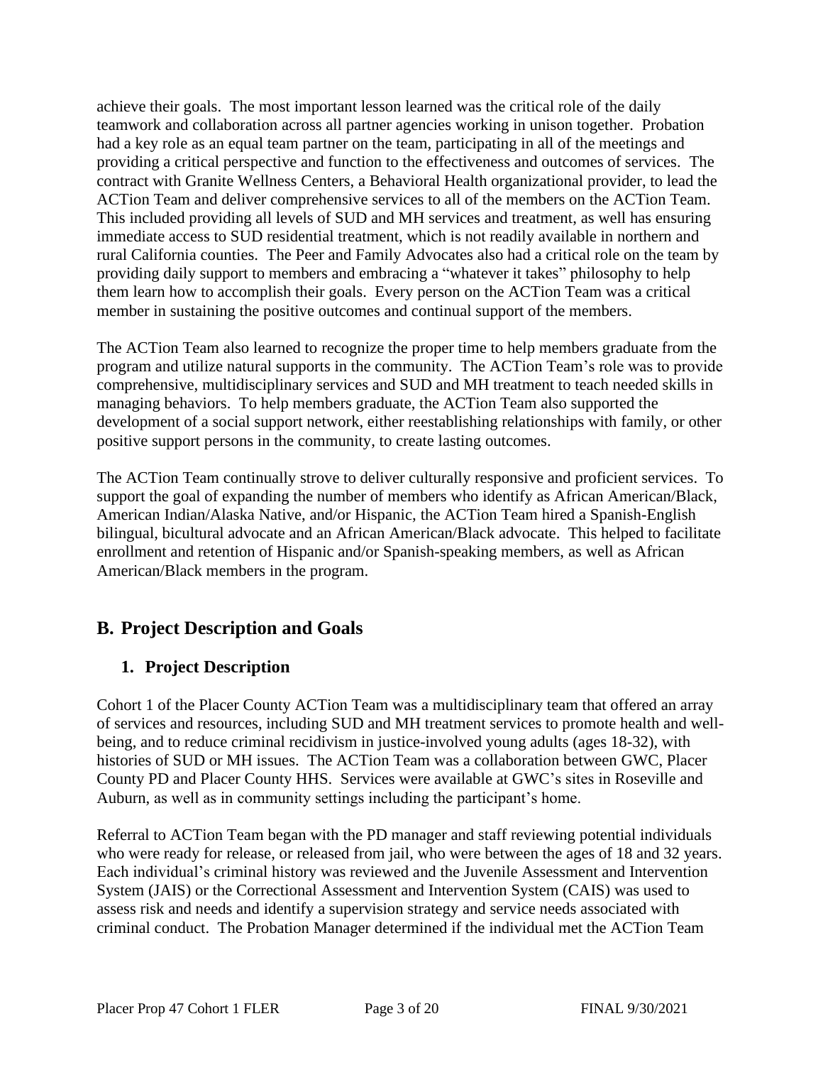achieve their goals. The most important lesson learned was the critical role of the daily teamwork and collaboration across all partner agencies working in unison together. Probation had a key role as an equal team partner on the team, participating in all of the meetings and providing a critical perspective and function to the effectiveness and outcomes of services. The contract with Granite Wellness Centers, a Behavioral Health organizational provider, to lead the ACTion Team and deliver comprehensive services to all of the members on the ACTion Team. This included providing all levels of SUD and MH services and treatment, as well has ensuring immediate access to SUD residential treatment, which is not readily available in northern and rural California counties. The Peer and Family Advocates also had a critical role on the team by providing daily support to members and embracing a "whatever it takes" philosophy to help them learn how to accomplish their goals. Every person on the ACTion Team was a critical member in sustaining the positive outcomes and continual support of the members.

The ACTion Team also learned to recognize the proper time to help members graduate from the program and utilize natural supports in the community. The ACTion Team's role was to provide comprehensive, multidisciplinary services and SUD and MH treatment to teach needed skills in managing behaviors. To help members graduate, the ACTion Team also supported the development of a social support network, either reestablishing relationships with family, or other positive support persons in the community, to create lasting outcomes.

The ACTion Team continually strove to deliver culturally responsive and proficient services. To support the goal of expanding the number of members who identify as African American/Black, American Indian/Alaska Native, and/or Hispanic, the ACTion Team hired a Spanish-English bilingual, bicultural advocate and an African American/Black advocate. This helped to facilitate enrollment and retention of Hispanic and/or Spanish-speaking members, as well as African American/Black members in the program.

## B. Project Description and Goals

### 1. Project Description

Cohort 1 of the Placer County ACTion Team was a multidisciplinary team that offered an array of services and resources, including SUD and MH treatment services to promote health and well-being, and to reduce criminal recidivism in justice-involved young adults (ages 18-32), with histories of SUD or MH issues. The ACTion Team was a collaboration between GWC, Placer County PD and Placer County HHS. Services were available at GWC's sites in Roseville and Auburn, as well as in community settings including the participant's home.

Referral to ACTion Team began with the PD manager and staff reviewing potential individuals who were ready for release, or released from jail, who were between the ages of 18 and 32 years. Each individual's criminal history was reviewed and the Juvenile Assessment and Intervention System (JAIS) or the Correctional Assessment and Intervention System (CAIS) was used to assess risk and needs and identify a supervision strategy and service needs associated with criminal conduct. The Probation Manager determined if the individual met the ACTion Team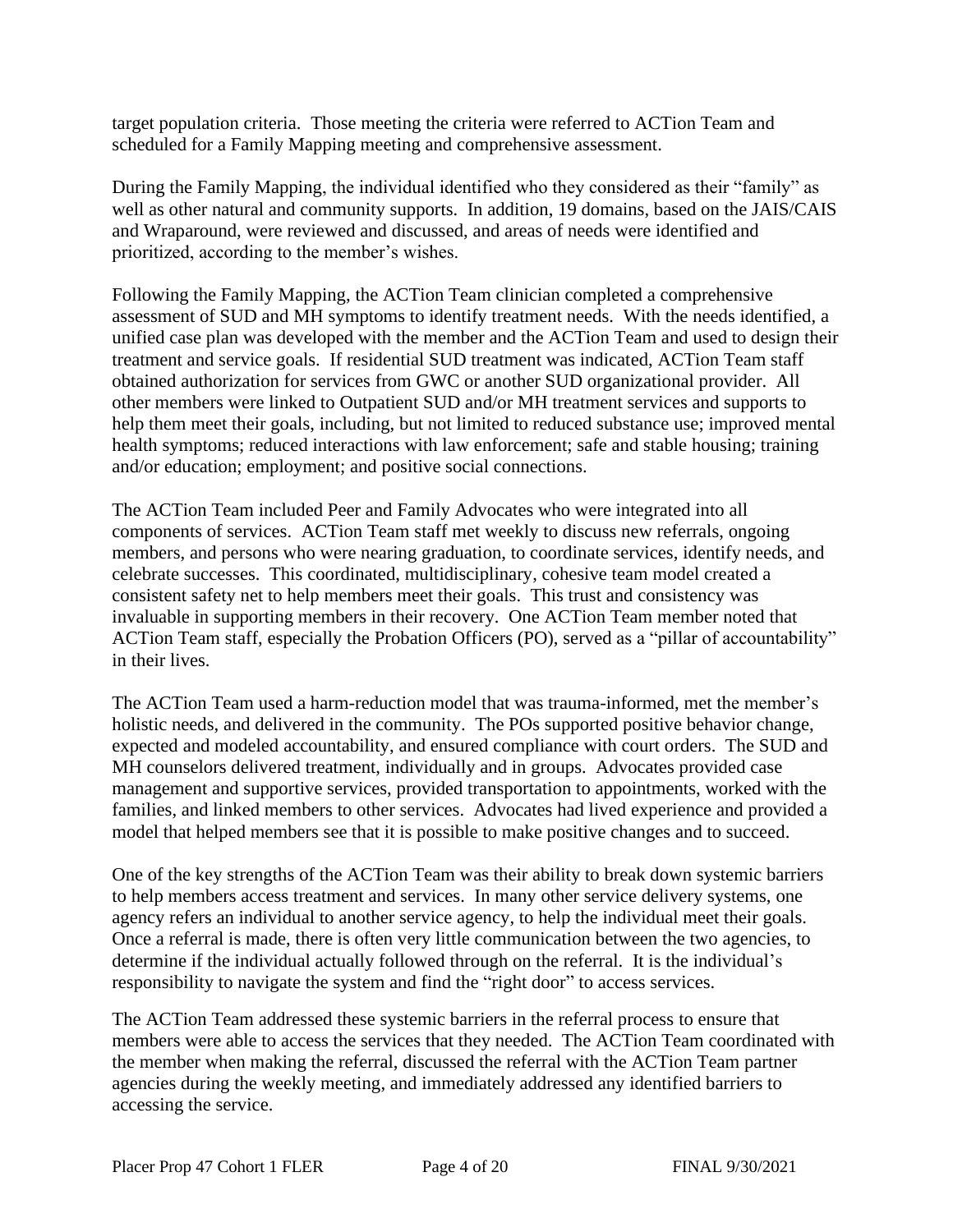target population criteria. Those meeting the criteria were referred to ACTion Team and scheduled for a Family Mapping meeting and comprehensive assessment.

During the Family Mapping, the individual identified who they considered as their "family" as well as other natural and community supports. In addition, 19 domains, based on the JAIS/CAIS and Wraparound, were reviewed and discussed, and areas of needs were identified and prioritized, according to the member's wishes.

Following the Family Mapping, the ACTion Team clinician completed a comprehensive assessment of SUD and MH symptoms to identify treatment needs. With the needs identified, a unified case plan was developed with the member and the ACTion Team and used to design their treatment and service goals. If residential SUD treatment was indicated, ACTion Team staff obtained authorization for services from GWC or another SUD organizational provider. All other members were linked to Outpatient SUD and/or MH treatment services and supports to help them meet their goals, including, but not limited to reduced substance use; improved mental health symptoms; reduced interactions with law enforcement; safe and stable housing; training and/or education; employment; and positive social connections.

The ACTion Team included Peer and Family Advocates who were integrated into all components of services. ACTion Team staff met weekly to discuss new referrals, ongoing members, and persons who were nearing graduation, to coordinate services, identify needs, and celebrate successes. This coordinated, multidisciplinary, cohesive team model created a consistent safety net to help members meet their goals. This trust and consistency was invaluable in supporting members in their recovery. One ACTion Team member noted that ACTion Team staff, especially the Probation Officers (PO), served as a "pillar of accountability" in their lives.

The ACTion Team used a harm-reduction model that was trauma-informed, met the member's holistic needs, and delivered in the community. The POs supported positive behavior change, expected and modeled accountability, and ensured compliance with court orders. The SUD and MH counselors delivered treatment, individually and in groups. Advocates provided case management and supportive services, provided transportation to appointments, worked with the families, and linked members to other services. Advocates had lived experience and provided a model that helped members see that it is possible to make positive changes and to succeed.

One of the key strengths of the ACTion Team was their ability to break down systemic barriers to help members access treatment and services. In many other service delivery systems, one agency refers an individual to another service agency, to help the individual meet their goals. Once a referral is made, there is often very little communication between the two agencies, to determine if the individual actually followed through on the referral. It is the individual's responsibility to navigate the system and find the "right door" to access services.

The ACTion Team addressed these systemic barriers in the referral process to ensure that members were able to access the services that they needed. The ACTion Team coordinated with the member when making the referral, discussed the referral with the ACTion Team partner agencies during the weekly meeting, and immediately addressed any identified barriers to accessing the service.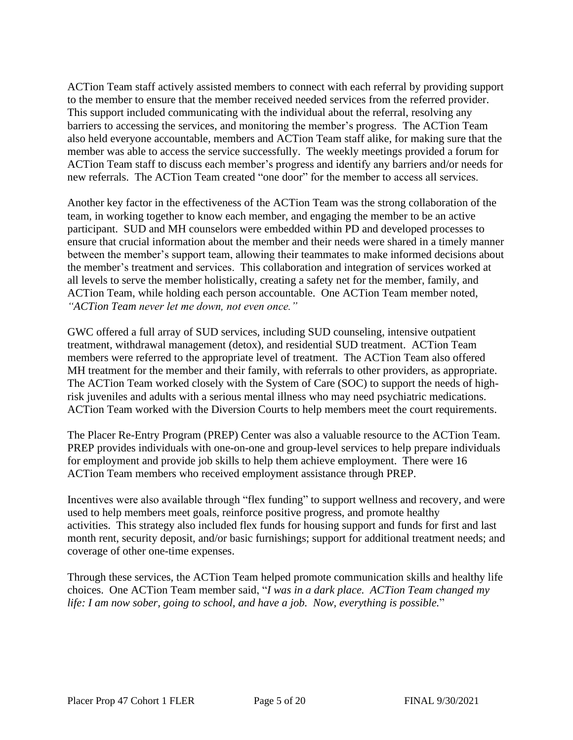ACTion Team staff actively assisted members to connect with each referral by providing support to the member to ensure that the member received needed services from the referred provider. This support included communicating with the individual about the referral, resolving any barriers to accessing the services, and monitoring the member's progress. The ACTion Team also held everyone accountable, members and ACTion Team staff alike, for making sure that the member was able to access the service successfully. The weekly meetings provided a forum for ACTion Team staff to discuss each member's progress and identify any barriers and/or needs for new referrals. The ACTion Team created "one door" for the member to access all services.

Another key factor in the effectiveness of the ACTion Team was the strong collaboration of the team, in working together to know each member, and engaging the member to be an active participant. SUD and MH counselors were embedded within PD and developed processes to ensure that crucial information about the member and their needs were shared in a timely manner between the member's support team, allowing their teammates to make informed decisions about the member's treatment and services. This collaboration and integration of services worked at all levels to serve the member holistically, creating a safety net for the member, family, and ACTion Team, while holding each person accountable. One ACTion Team member noted, *"ACTion Team never let me down, not even once."*

GWC offered a full array of SUD services, including SUD counseling, intensive outpatient treatment, withdrawal management (detox), and residential SUD treatment. ACTion Team members were referred to the appropriate level of treatment. The ACTion Team also offered MH treatment for the member and their family, with referrals to other providers, as appropriate. The ACTion Team worked closely with the System of Care (SOC) to support the needs of high-risk juveniles and adults with a serious mental illness who may need psychiatric medications. ACTion Team worked with the Diversion Courts to help members meet the court requirements.

The Placer Re-Entry Program (PREP) Center was also a valuable resource to the ACTion Team. PREP provides individuals with one-on-one and group-level services to help prepare individuals for employment and provide job skills to help them achieve employment. There were 16 ACTion Team members who received employment assistance through PREP.

Incentives were also available through "flex funding" to support wellness and recovery, and were used to help members meet goals, reinforce positive progress, and promote healthy activities. This strategy also included flex funds for housing support and funds for first and last month rent, security deposit, and/or basic furnishings; support for additional treatment needs; and coverage of other one-time expenses.

Through these services, the ACTion Team helped promote communication skills and healthy life choices. One ACTion Team member said, "*I was in a dark place. ACTion Team changed my life: I am now sober, going to school, and have a job. Now, everything is possible.*"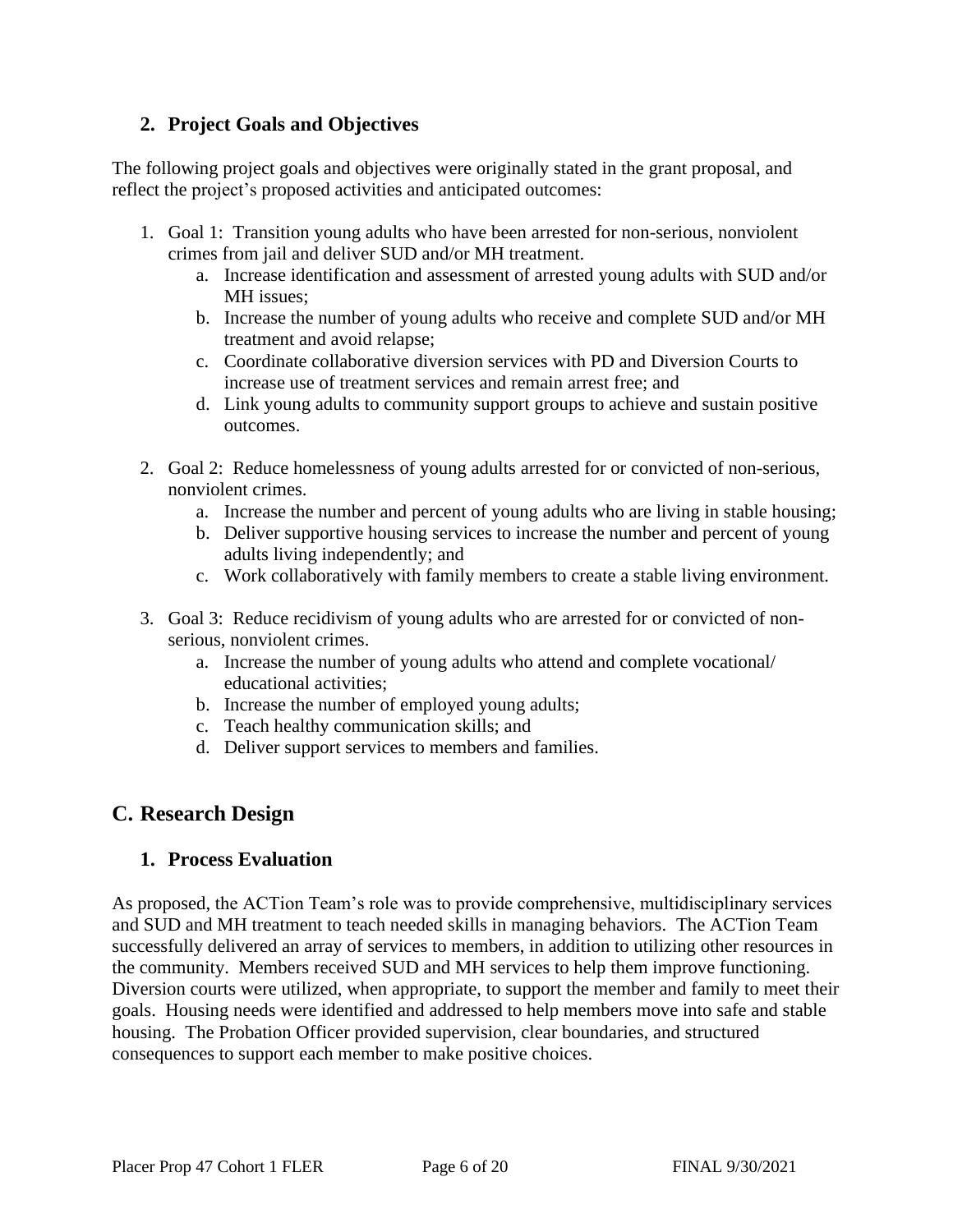### 2. Project Goals and Objectives

The following project goals and objectives were originally stated in the grant proposal, and reflect the project's proposed activities and anticipated outcomes:

1. Goal 1: Transition young adults who have been arrested for non-serious, nonviolent crimes from jail and deliver SUD and/or MH treatment.
    a. Increase identification and assessment of arrested young adults with SUD and/or MH issues;
    b. Increase the number of young adults who receive and complete SUD and/or MH treatment and avoid relapse;
    c. Coordinate collaborative diversion services with PD and Diversion Courts to increase use of treatment services and remain arrest free; and
    d. Link young adults to community support groups to achieve and sustain positive outcomes.

2. Goal 2: Reduce homelessness of young adults arrested for or convicted of non-serious, nonviolent crimes.
    a. Increase the number and percent of young adults who are living in stable housing;
    b. Deliver supportive housing services to increase the number and percent of young adults living independently; and
    c. Work collaboratively with family members to create a stable living environment.

3. Goal 3: Reduce recidivism of young adults who are arrested for or convicted of non-serious, nonviolent crimes.
    a. Increase the number of young adults who attend and complete vocational/ educational activities;
    b. Increase the number of employed young adults;
    c. Teach healthy communication skills; and
    d. Deliver support services to members and families.

## C. Research Design

### 1. Process Evaluation

As proposed, the ACTion Team's role was to provide comprehensive, multidisciplinary services and SUD and MH treatment to teach needed skills in managing behaviors. The ACTion Team successfully delivered an array of services to members, in addition to utilizing other resources in the community. Members received SUD and MH services to help them improve functioning. Diversion courts were utilized, when appropriate, to support the member and family to meet their goals. Housing needs were identified and addressed to help members move into safe and stable housing. The Probation Officer provided supervision, clear boundaries, and structured consequences to support each member to make positive choices.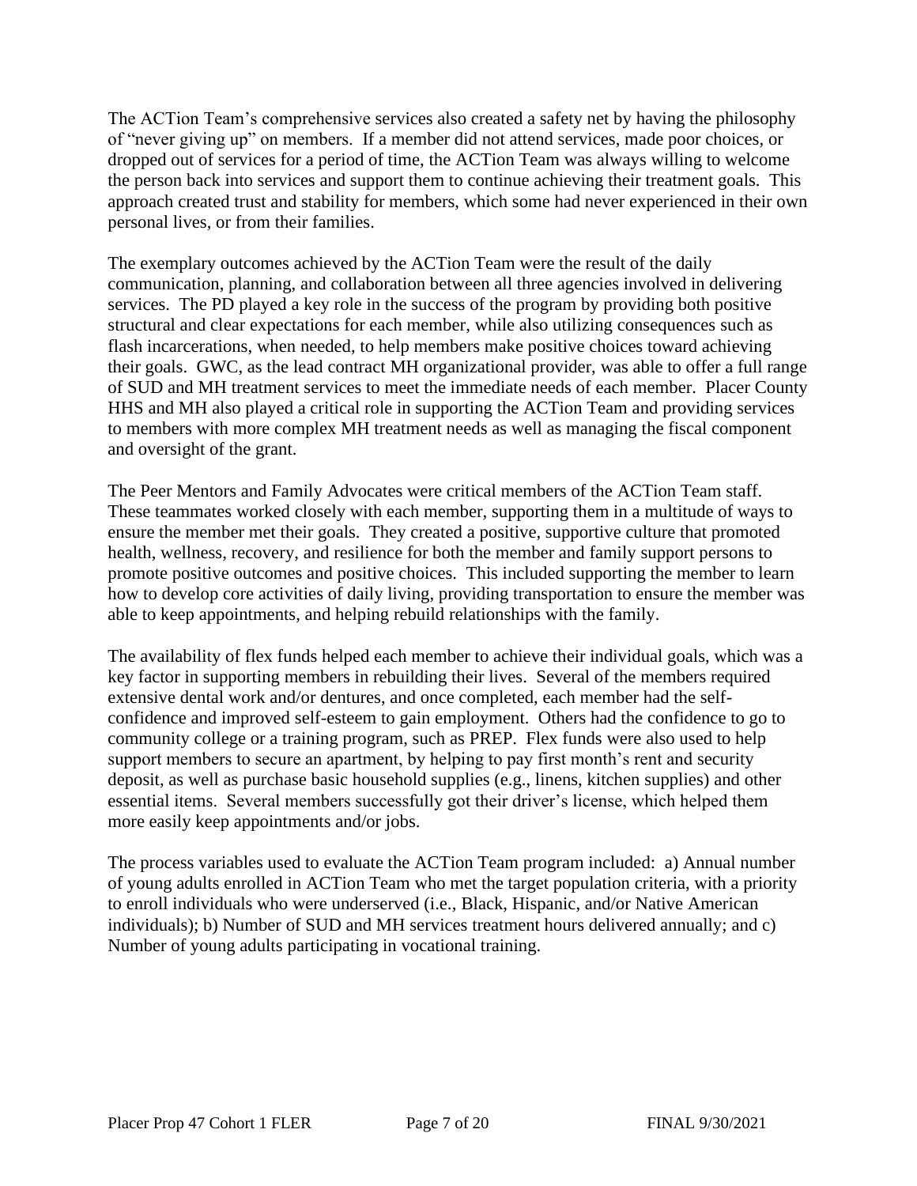The ACTion Team's comprehensive services also created a safety net by having the philosophy of "never giving up" on members. If a member did not attend services, made poor choices, or dropped out of services for a period of time, the ACTion Team was always willing to welcome the person back into services and support them to continue achieving their treatment goals. This approach created trust and stability for members, which some had never experienced in their own personal lives, or from their families.

The exemplary outcomes achieved by the ACTion Team were the result of the daily communication, planning, and collaboration between all three agencies involved in delivering services. The PD played a key role in the success of the program by providing both positive structural and clear expectations for each member, while also utilizing consequences such as flash incarcerations, when needed, to help members make positive choices toward achieving their goals. GWC, as the lead contract MH organizational provider, was able to offer a full range of SUD and MH treatment services to meet the immediate needs of each member. Placer County HHS and MH also played a critical role in supporting the ACTion Team and providing services to members with more complex MH treatment needs as well as managing the fiscal component and oversight of the grant.

The Peer Mentors and Family Advocates were critical members of the ACTion Team staff. These teammates worked closely with each member, supporting them in a multitude of ways to ensure the member met their goals. They created a positive, supportive culture that promoted health, wellness, recovery, and resilience for both the member and family support persons to promote positive outcomes and positive choices. This included supporting the member to learn how to develop core activities of daily living, providing transportation to ensure the member was able to keep appointments, and helping rebuild relationships with the family.

The availability of flex funds helped each member to achieve their individual goals, which was a key factor in supporting members in rebuilding their lives. Several of the members required extensive dental work and/or dentures, and once completed, each member had the self-confidence and improved self-esteem to gain employment. Others had the confidence to go to community college or a training program, such as PREP. Flex funds were also used to help support members to secure an apartment, by helping to pay first month's rent and security deposit, as well as purchase basic household supplies (e.g., linens, kitchen supplies) and other essential items. Several members successfully got their driver's license, which helped them more easily keep appointments and/or jobs.

The process variables used to evaluate the ACTion Team program included: a) Annual number of young adults enrolled in ACTion Team who met the target population criteria, with a priority to enroll individuals who were underserved (i.e., Black, Hispanic, and/or Native American individuals); b) Number of SUD and MH services treatment hours delivered annually; and c) Number of young adults participating in vocational training.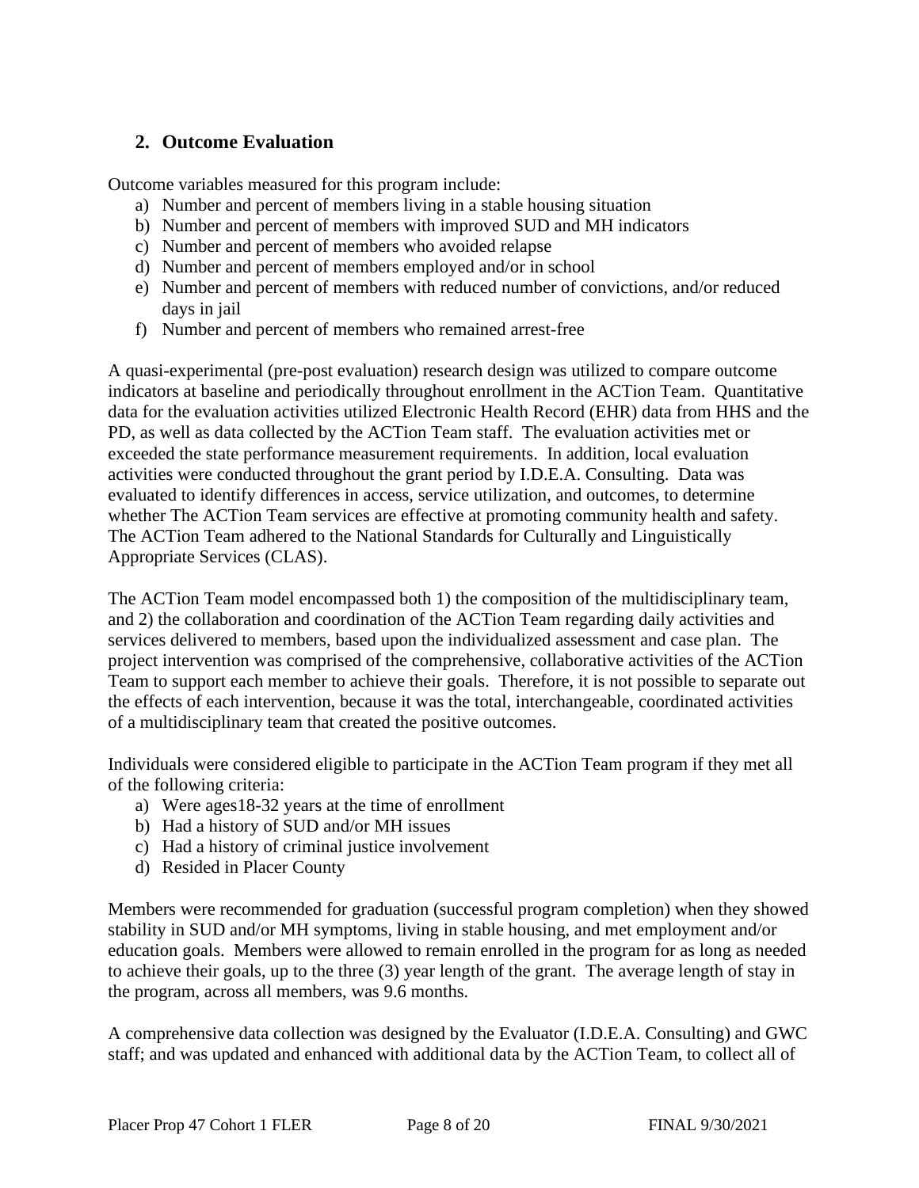## 2. Outcome Evaluation

Outcome variables measured for this program include:

a) Number and percent of members living in a stable housing situation
b) Number and percent of members with improved SUD and MH indicators
c) Number and percent of members who avoided relapse
d) Number and percent of members employed and/or in school
e) Number and percent of members with reduced number of convictions, and/or reduced days in jail
f) Number and percent of members who remained arrest-free

A quasi-experimental (pre-post evaluation) research design was utilized to compare outcome indicators at baseline and periodically throughout enrollment in the ACTion Team. Quantitative data for the evaluation activities utilized Electronic Health Record (EHR) data from HHS and the PD, as well as data collected by the ACTion Team staff. The evaluation activities met or exceeded the state performance measurement requirements. In addition, local evaluation activities were conducted throughout the grant period by I.D.E.A. Consulting. Data was evaluated to identify differences in access, service utilization, and outcomes, to determine whether The ACTion Team services are effective at promoting community health and safety. The ACTion Team adhered to the National Standards for Culturally and Linguistically Appropriate Services (CLAS).

The ACTion Team model encompassed both 1) the composition of the multidisciplinary team, and 2) the collaboration and coordination of the ACTion Team regarding daily activities and services delivered to members, based upon the individualized assessment and case plan. The project intervention was comprised of the comprehensive, collaborative activities of the ACTion Team to support each member to achieve their goals. Therefore, it is not possible to separate out the effects of each intervention, because it was the total, interchangeable, coordinated activities of a multidisciplinary team that created the positive outcomes.

Individuals were considered eligible to participate in the ACTion Team program if they met all of the following criteria:

a) Were ages18-32 years at the time of enrollment
b) Had a history of SUD and/or MH issues
c) Had a history of criminal justice involvement
d) Resided in Placer County

Members were recommended for graduation (successful program completion) when they showed stability in SUD and/or MH symptoms, living in stable housing, and met employment and/or education goals. Members were allowed to remain enrolled in the program for as long as needed to achieve their goals, up to the three (3) year length of the grant. The average length of stay in the program, across all members, was 9.6 months.

A comprehensive data collection was designed by the Evaluator (I.D.E.A. Consulting) and GWC staff; and was updated and enhanced with additional data by the ACTion Team, to collect all of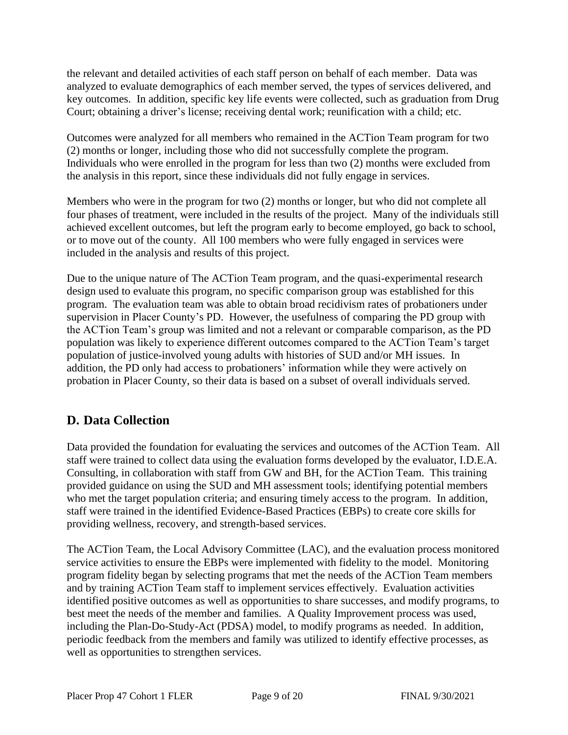the relevant and detailed activities of each staff person on behalf of each member. Data was analyzed to evaluate demographics of each member served, the types of services delivered, and key outcomes. In addition, specific key life events were collected, such as graduation from Drug Court; obtaining a driver's license; receiving dental work; reunification with a child; etc.

Outcomes were analyzed for all members who remained in the ACTion Team program for two (2) months or longer, including those who did not successfully complete the program. Individuals who were enrolled in the program for less than two (2) months were excluded from the analysis in this report, since these individuals did not fully engage in services.

Members who were in the program for two (2) months or longer, but who did not complete all four phases of treatment, were included in the results of the project. Many of the individuals still achieved excellent outcomes, but left the program early to become employed, go back to school, or to move out of the county. All 100 members who were fully engaged in services were included in the analysis and results of this project.

Due to the unique nature of The ACTion Team program, and the quasi-experimental research design used to evaluate this program, no specific comparison group was established for this program. The evaluation team was able to obtain broad recidivism rates of probationers under supervision in Placer County's PD. However, the usefulness of comparing the PD group with the ACTion Team's group was limited and not a relevant or comparable comparison, as the PD population was likely to experience different outcomes compared to the ACTion Team's target population of justice-involved young adults with histories of SUD and/or MH issues. In addition, the PD only had access to probationers' information while they were actively on probation in Placer County, so their data is based on a subset of overall individuals served.

## D. Data Collection

Data provided the foundation for evaluating the services and outcomes of the ACTion Team. All staff were trained to collect data using the evaluation forms developed by the evaluator, I.D.E.A. Consulting, in collaboration with staff from GW and BH, for the ACTion Team. This training provided guidance on using the SUD and MH assessment tools; identifying potential members who met the target population criteria; and ensuring timely access to the program. In addition, staff were trained in the identified Evidence-Based Practices (EBPs) to create core skills for providing wellness, recovery, and strength-based services.

The ACTion Team, the Local Advisory Committee (LAC), and the evaluation process monitored service activities to ensure the EBPs were implemented with fidelity to the model. Monitoring program fidelity began by selecting programs that met the needs of the ACTion Team members and by training ACTion Team staff to implement services effectively. Evaluation activities identified positive outcomes as well as opportunities to share successes, and modify programs, to best meet the needs of the member and families. A Quality Improvement process was used, including the Plan-Do-Study-Act (PDSA) model, to modify programs as needed. In addition, periodic feedback from the members and family was utilized to identify effective processes, as well as opportunities to strengthen services.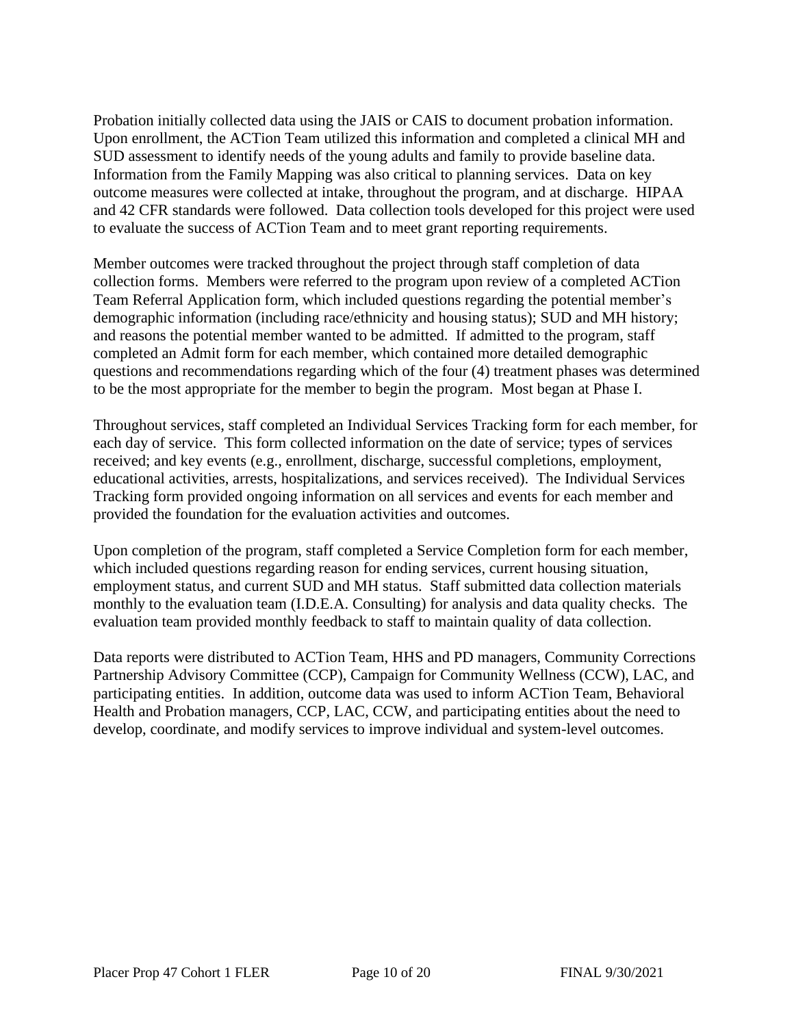Probation initially collected data using the JAIS or CAIS to document probation information. Upon enrollment, the ACTion Team utilized this information and completed a clinical MH and SUD assessment to identify needs of the young adults and family to provide baseline data. Information from the Family Mapping was also critical to planning services. Data on key outcome measures were collected at intake, throughout the program, and at discharge. HIPAA and 42 CFR standards were followed. Data collection tools developed for this project were used to evaluate the success of ACTion Team and to meet grant reporting requirements.

Member outcomes were tracked throughout the project through staff completion of data collection forms. Members were referred to the program upon review of a completed ACTion Team Referral Application form, which included questions regarding the potential member's demographic information (including race/ethnicity and housing status); SUD and MH history; and reasons the potential member wanted to be admitted. If admitted to the program, staff completed an Admit form for each member, which contained more detailed demographic questions and recommendations regarding which of the four (4) treatment phases was determined to be the most appropriate for the member to begin the program. Most began at Phase I.

Throughout services, staff completed an Individual Services Tracking form for each member, for each day of service. This form collected information on the date of service; types of services received; and key events (e.g., enrollment, discharge, successful completions, employment, educational activities, arrests, hospitalizations, and services received). The Individual Services Tracking form provided ongoing information on all services and events for each member and provided the foundation for the evaluation activities and outcomes.

Upon completion of the program, staff completed a Service Completion form for each member, which included questions regarding reason for ending services, current housing situation, employment status, and current SUD and MH status. Staff submitted data collection materials monthly to the evaluation team (I.D.E.A. Consulting) for analysis and data quality checks. The evaluation team provided monthly feedback to staff to maintain quality of data collection.

Data reports were distributed to ACTion Team, HHS and PD managers, Community Corrections Partnership Advisory Committee (CCP), Campaign for Community Wellness (CCW), LAC, and participating entities. In addition, outcome data was used to inform ACTion Team, Behavioral Health and Probation managers, CCP, LAC, CCW, and participating entities about the need to develop, coordinate, and modify services to improve individual and system-level outcomes.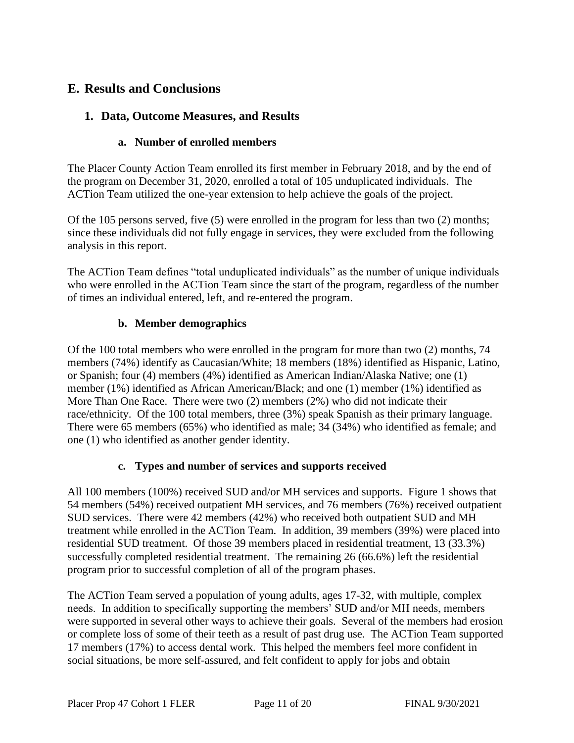## E. Results and Conclusions

### 1. Data, Outcome Measures, and Results

#### a. Number of enrolled members

The Placer County Action Team enrolled its first member in February 2018, and by the end of the program on December 31, 2020, enrolled a total of 105 unduplicated individuals. The ACTion Team utilized the one-year extension to help achieve the goals of the project.

Of the 105 persons served, five (5) were enrolled in the program for less than two (2) months; since these individuals did not fully engage in services, they were excluded from the following analysis in this report.

The ACTion Team defines "total unduplicated individuals" as the number of unique individuals who were enrolled in the ACTion Team since the start of the program, regardless of the number of times an individual entered, left, and re-entered the program.

#### b. Member demographics

Of the 100 total members who were enrolled in the program for more than two (2) months, 74 members (74%) identify as Caucasian/White; 18 members (18%) identified as Hispanic, Latino, or Spanish; four (4) members (4%) identified as American Indian/Alaska Native; one (1) member (1%) identified as African American/Black; and one (1) member (1%) identified as More Than One Race. There were two (2) members (2%) who did not indicate their race/ethnicity. Of the 100 total members, three (3%) speak Spanish as their primary language. There were 65 members (65%) who identified as male; 34 (34%) who identified as female; and one (1) who identified as another gender identity.

#### c. Types and number of services and supports received

All 100 members (100%) received SUD and/or MH services and supports. Figure 1 shows that 54 members (54%) received outpatient MH services, and 76 members (76%) received outpatient SUD services. There were 42 members (42%) who received both outpatient SUD and MH treatment while enrolled in the ACTion Team. In addition, 39 members (39%) were placed into residential SUD treatment. Of those 39 members placed in residential treatment, 13 (33.3%) successfully completed residential treatment. The remaining 26 (66.6%) left the residential program prior to successful completion of all of the program phases.

The ACTion Team served a population of young adults, ages 17-32, with multiple, complex needs. In addition to specifically supporting the members' SUD and/or MH needs, members were supported in several other ways to achieve their goals. Several of the members had erosion or complete loss of some of their teeth as a result of past drug use. The ACTion Team supported 17 members (17%) to access dental work. This helped the members feel more confident in social situations, be more self-assured, and felt confident to apply for jobs and obtain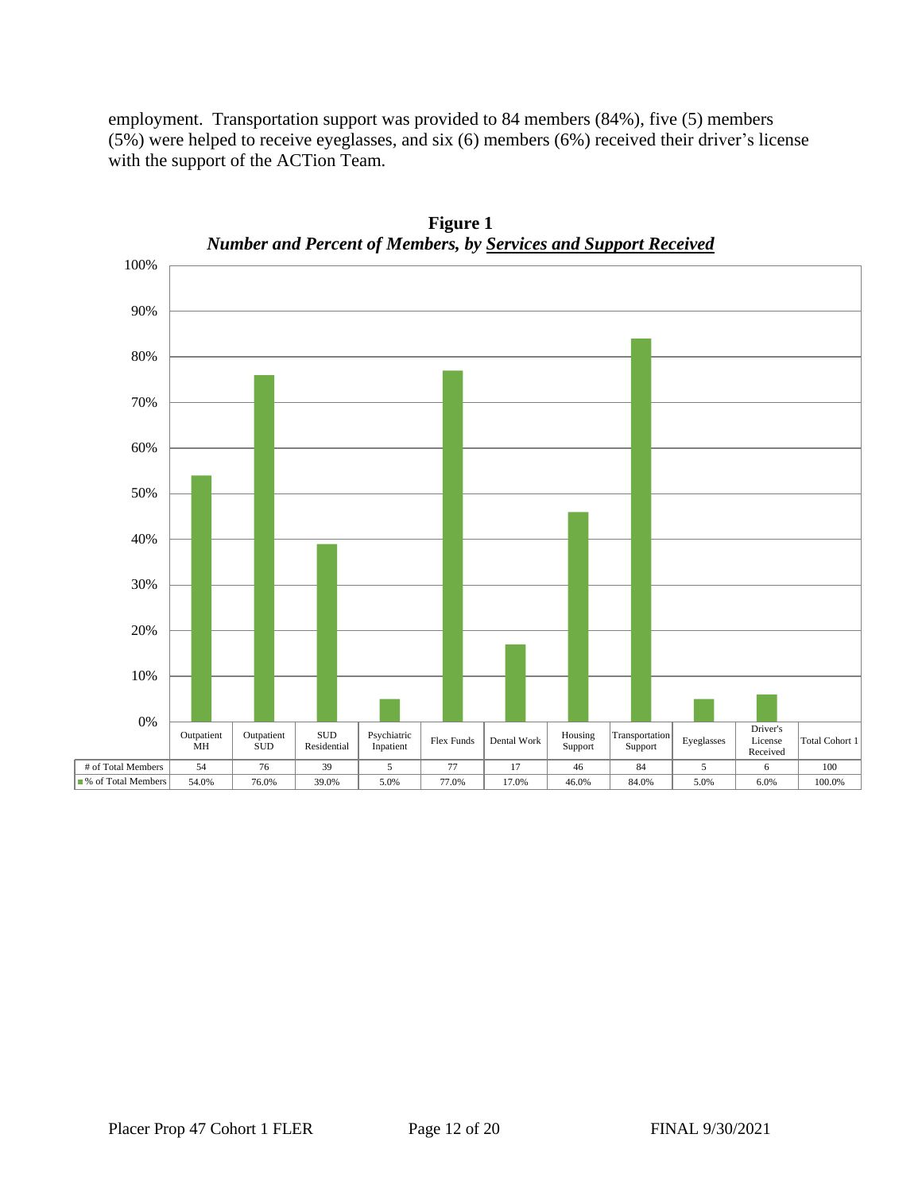employment. Transportation support was provided to 84 members (84%), five (5) members (5%) were helped to receive eyeglasses, and six (6) members (6%) received their driver's license with the support of the ACTion Team.

**Figure 1**
***Number and Percent of Members, by Services and Support Received***

| | Outpatient MH | Outpatient SUD | SUD Residential | Psychiatric Inpatient | Flex Funds | Dental Work | Housing Support | Transportation Support | Eyeglasses | Driver's License Received | Total Cohort 1 |
|---|---|---|---|---|---|---|---|---|---|---|---|
| # of Total Members | 54 | 76 | 39 | 5 | 77 | 17 | 46 | 84 | 5 | 6 | 100 |
| % of Total Members | 54.0% | 76.0% | 39.0% | 5.0% | 77.0% | 17.0% | 46.0% | 84.0% | 5.0% | 6.0% | 100.0% |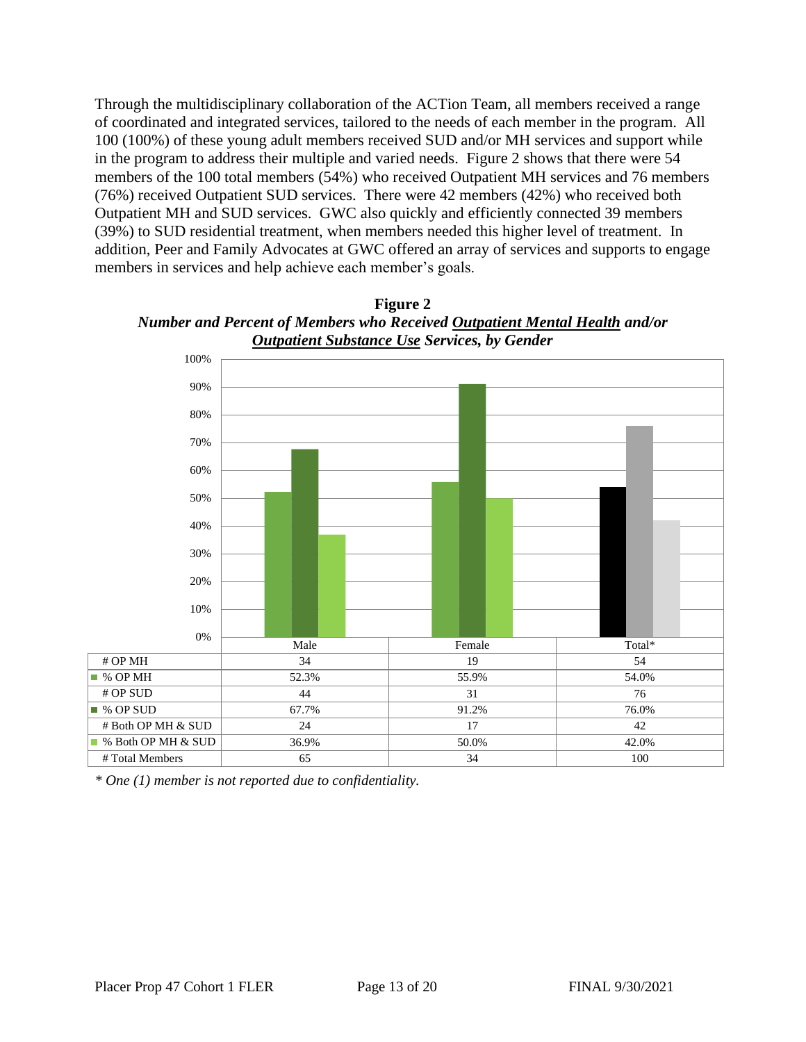Through the multidisciplinary collaboration of the ACTion Team, all members received a range of coordinated and integrated services, tailored to the needs of each member in the program. All 100 (100%) of these young adult members received SUD and/or MH services and support while in the program to address their multiple and varied needs. Figure 2 shows that there were 54 members of the 100 total members (54%) who received Outpatient MH services and 76 members (76%) received Outpatient SUD services. There were 42 members (42%) who received both Outpatient MH and SUD services. GWC also quickly and efficiently connected 39 members (39%) to SUD residential treatment, when members needed this higher level of treatment. In addition, Peer and Family Advocates at GWC offered an array of services and supports to engage members in services and help achieve each member's goals.

**Figure 2**
***Number and Percent of Members who Received Outpatient Mental Health and/or Outpatient Substance Use Services, by Gender***

| | Male | Female | Total* |
|---|---|---|---|
| # OP MH | 34 | 19 | 54 |
| % OP MH | 52.3% | 55.9% | 54.0% |
| # OP SUD | 44 | 31 | 76 |
| % OP SUD | 67.7% | 91.2% | 76.0% |
| # Both OP MH & SUD | 24 | 17 | 42 |
| % Both OP MH & SUD | 36.9% | 50.0% | 42.0% |
| # Total Members | 65 | 34 | 100 |

*\* One (1) member is not reported due to confidentiality.*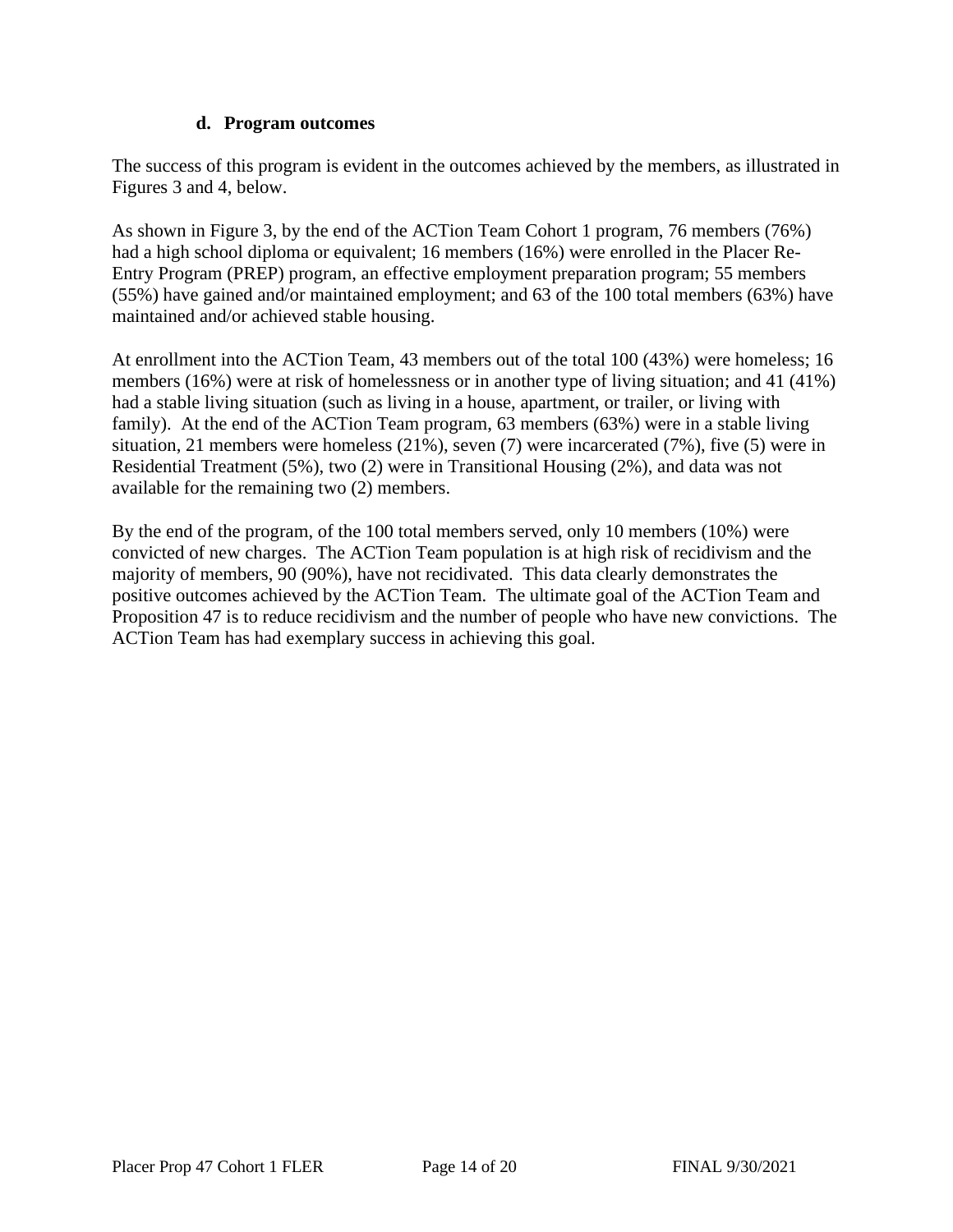#### d. Program outcomes

The success of this program is evident in the outcomes achieved by the members, as illustrated in Figures 3 and 4, below.

As shown in Figure 3, by the end of the ACTion Team Cohort 1 program, 76 members (76%) had a high school diploma or equivalent; 16 members (16%) were enrolled in the Placer Re-Entry Program (PREP) program, an effective employment preparation program; 55 members (55%) have gained and/or maintained employment; and 63 of the 100 total members (63%) have maintained and/or achieved stable housing.

At enrollment into the ACTion Team, 43 members out of the total 100 (43%) were homeless; 16 members (16%) were at risk of homelessness or in another type of living situation; and 41 (41%) had a stable living situation (such as living in a house, apartment, or trailer, or living with family). At the end of the ACTion Team program, 63 members (63%) were in a stable living situation, 21 members were homeless (21%), seven (7) were incarcerated (7%), five (5) were in Residential Treatment (5%), two (2) were in Transitional Housing (2%), and data was not available for the remaining two (2) members.

By the end of the program, of the 100 total members served, only 10 members (10%) were convicted of new charges. The ACTion Team population is at high risk of recidivism and the majority of members, 90 (90%), have not recidivated. This data clearly demonstrates the positive outcomes achieved by the ACTion Team. The ultimate goal of the ACTion Team and Proposition 47 is to reduce recidivism and the number of people who have new convictions. The ACTion Team has had exemplary success in achieving this goal.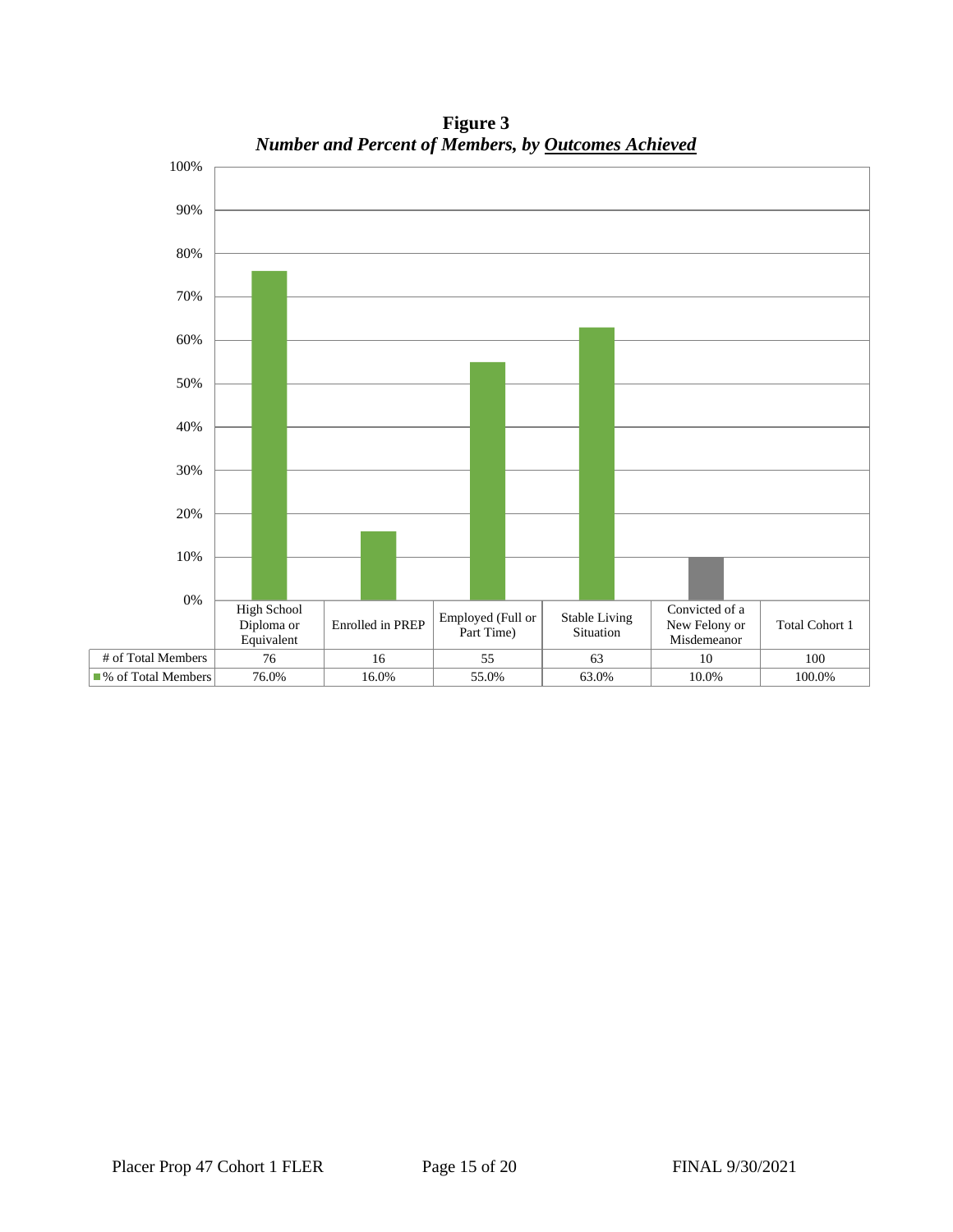**Figure 3**

***Number and Percent of Members, by Outcomes Achieved***

| | High School Diploma or Equivalent | Enrolled in PREP | Employed (Full or Part Time) | Stable Living Situation | Convicted of a New Felony or Misdemeanor | Total Cohort 1 |
|---|---|---|---|---|---|---|
| # of Total Members | 76 | 16 | 55 | 63 | 10 | 100 |
| % of Total Members | 76.0% | 16.0% | 55.0% | 63.0% | 10.0% | 100.0% |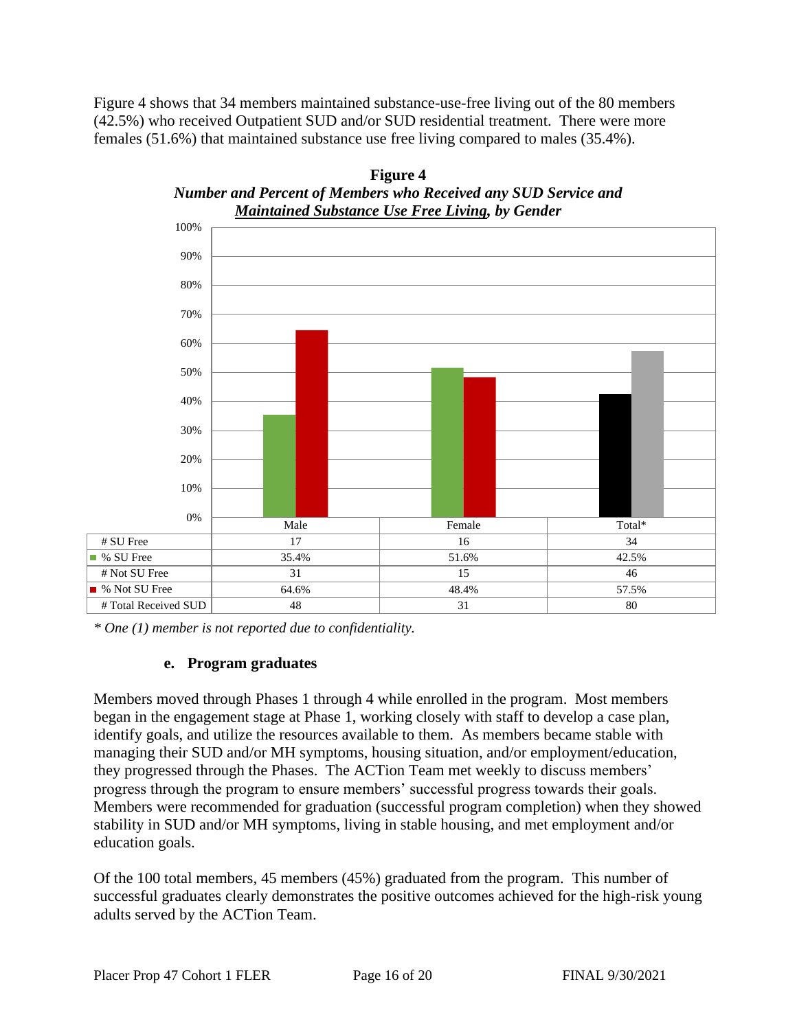Figure 4 shows that 34 members maintained substance-use-free living out of the 80 members (42.5%) who received Outpatient SUD and/or SUD residential treatment. There were more females (51.6%) that maintained substance use free living compared to males (35.4%).

**Figure 4**
***Number and Percent of Members who Received any SUD Service and <u>Maintained Substance Use Free Living</u>, by Gender***

| | Male | Female | Total* |
|---|---|---|---|
| # SU Free | 17 | 16 | 34 |
| % SU Free | 35.4% | 51.6% | 42.5% |
| # Not SU Free | 31 | 15 | 46 |
| % Not SU Free | 64.6% | 48.4% | 57.5% |
| # Total Received SUD | 48 | 31 | 80 |

*\* One (1) member is not reported due to confidentiality.*

### e. Program graduates

Members moved through Phases 1 through 4 while enrolled in the program. Most members began in the engagement stage at Phase 1, working closely with staff to develop a case plan, identify goals, and utilize the resources available to them. As members became stable with managing their SUD and/or MH symptoms, housing situation, and/or employment/education, they progressed through the Phases. The ACTion Team met weekly to discuss members' progress through the program to ensure members' successful progress towards their goals. Members were recommended for graduation (successful program completion) when they showed stability in SUD and/or MH symptoms, living in stable housing, and met employment and/or education goals.

Of the 100 total members, 45 members (45%) graduated from the program. This number of successful graduates clearly demonstrates the positive outcomes achieved for the high-risk young adults served by the ACTion Team.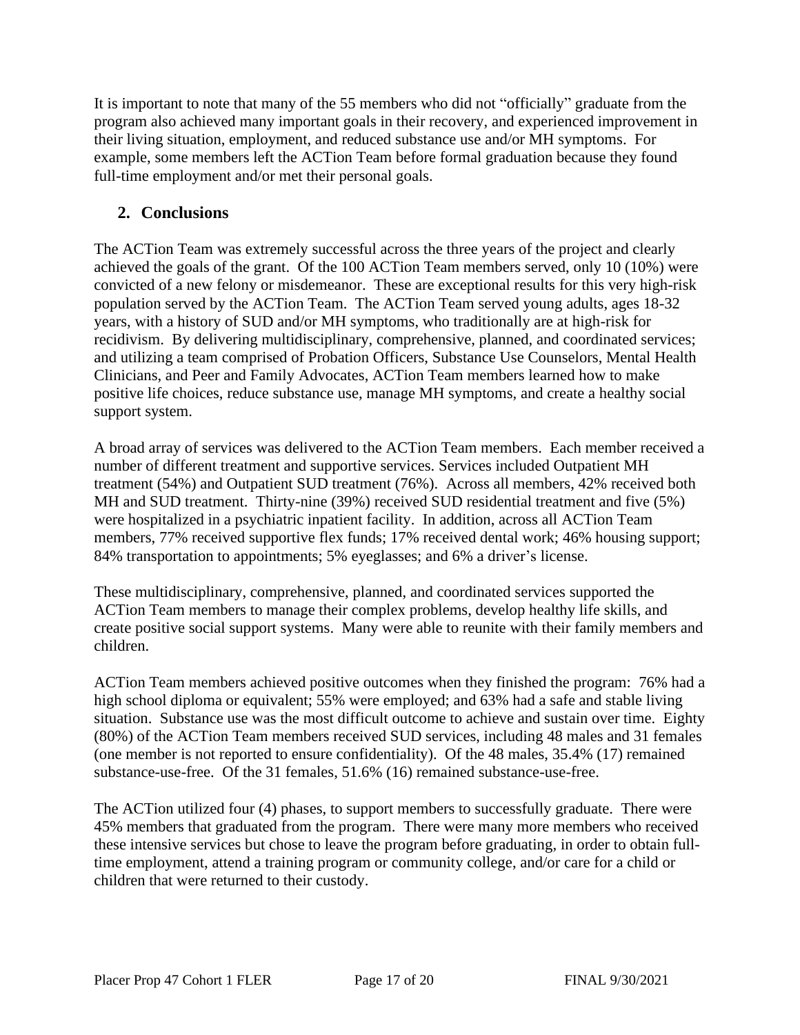It is important to note that many of the 55 members who did not "officially" graduate from the program also achieved many important goals in their recovery, and experienced improvement in their living situation, employment, and reduced substance use and/or MH symptoms. For example, some members left the ACTion Team before formal graduation because they found full-time employment and/or met their personal goals.

## 2. Conclusions

The ACTion Team was extremely successful across the three years of the project and clearly achieved the goals of the grant. Of the 100 ACTion Team members served, only 10 (10%) were convicted of a new felony or misdemeanor. These are exceptional results for this very high-risk population served by the ACTion Team. The ACTion Team served young adults, ages 18-32 years, with a history of SUD and/or MH symptoms, who traditionally are at high-risk for recidivism. By delivering multidisciplinary, comprehensive, planned, and coordinated services; and utilizing a team comprised of Probation Officers, Substance Use Counselors, Mental Health Clinicians, and Peer and Family Advocates, ACTion Team members learned how to make positive life choices, reduce substance use, manage MH symptoms, and create a healthy social support system.

A broad array of services was delivered to the ACTion Team members. Each member received a number of different treatment and supportive services. Services included Outpatient MH treatment (54%) and Outpatient SUD treatment (76%). Across all members, 42% received both MH and SUD treatment. Thirty-nine (39%) received SUD residential treatment and five (5%) were hospitalized in a psychiatric inpatient facility. In addition, across all ACTion Team members, 77% received supportive flex funds; 17% received dental work; 46% housing support; 84% transportation to appointments; 5% eyeglasses; and 6% a driver's license.

These multidisciplinary, comprehensive, planned, and coordinated services supported the ACTion Team members to manage their complex problems, develop healthy life skills, and create positive social support systems. Many were able to reunite with their family members and children.

ACTion Team members achieved positive outcomes when they finished the program: 76% had a high school diploma or equivalent; 55% were employed; and 63% had a safe and stable living situation. Substance use was the most difficult outcome to achieve and sustain over time. Eighty (80%) of the ACTion Team members received SUD services, including 48 males and 31 females (one member is not reported to ensure confidentiality). Of the 48 males, 35.4% (17) remained substance-use-free. Of the 31 females, 51.6% (16) remained substance-use-free.

The ACTion utilized four (4) phases, to support members to successfully graduate. There were 45% members that graduated from the program. There were many more members who received these intensive services but chose to leave the program before graduating, in order to obtain full-time employment, attend a training program or community college, and/or care for a child or children that were returned to their custody.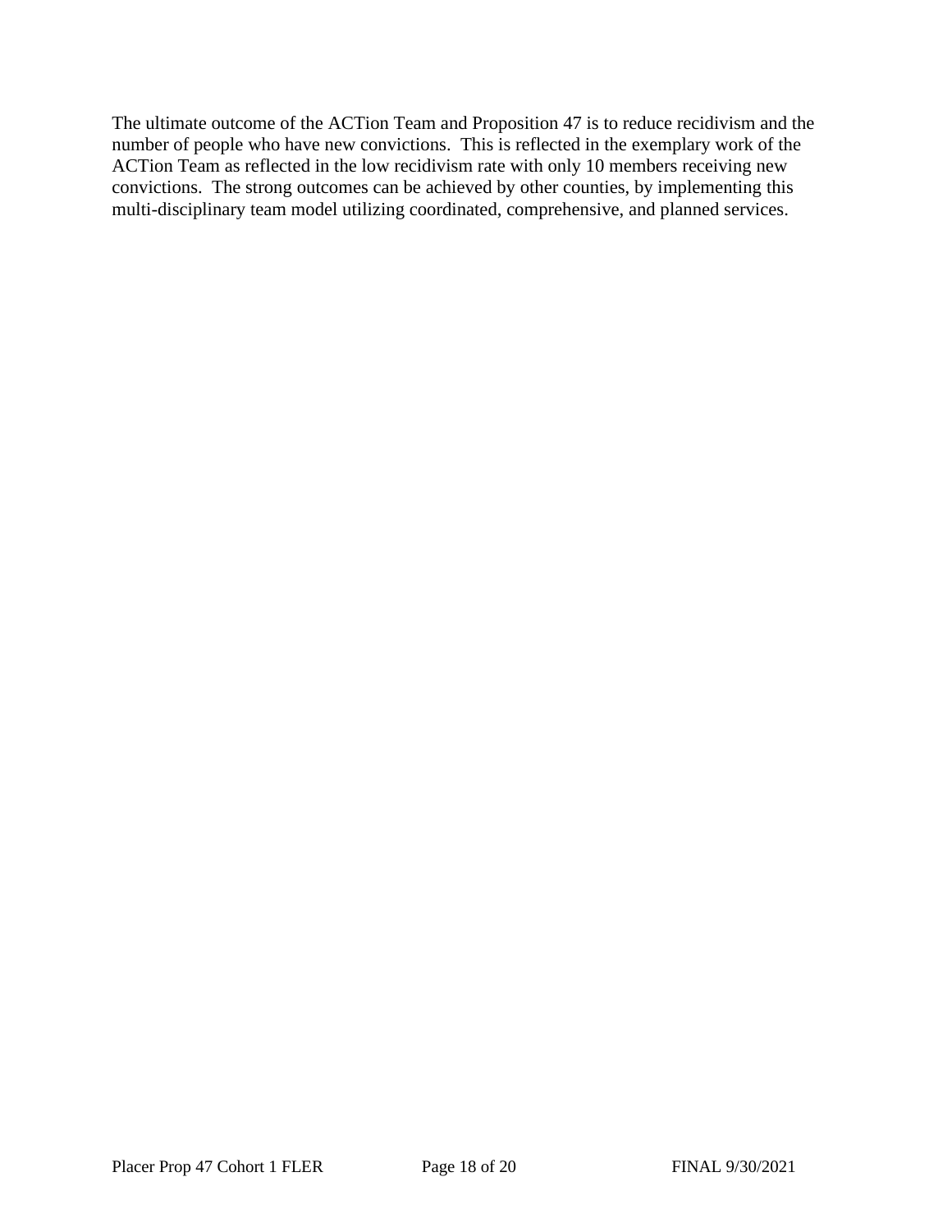The ultimate outcome of the ACTion Team and Proposition 47 is to reduce recidivism and the number of people who have new convictions.  This is reflected in the exemplary work of the ACTion Team as reflected in the low recidivism rate with only 10 members receiving new convictions.  The strong outcomes can be achieved by other counties, by implementing this multi-disciplinary team model utilizing coordinated, comprehensive, and planned services.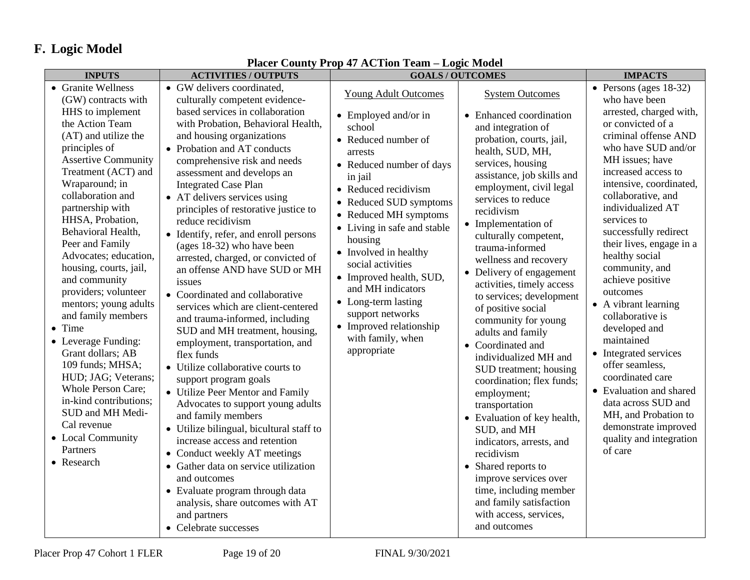## F. Logic Model

**Placer County Prop 47 ACTion Team – Logic Model**

| INPUTS | ACTIVITIES / OUTPUTS | GOALS / OUTCOMES | | IMPACTS |
|---|---|---|---|---|
| • Granite Wellness (GW) contracts with HHS to implement the Action Team (AT) and utilize the principles of Assertive Community Treatment (ACT) and Wraparound; in collaboration and partnership with HHSA, Probation, Behavioral Health, Peer and Family Advocates; education, housing, courts, jail, and community providers; volunteer mentors; young adults and family members<br>• Time<br>• Leverage Funding: Grant dollars; AB 109 funds; MHSA; HUD; JAG; Veterans; Whole Person Care; in-kind contributions; SUD and MH Medi-Cal revenue<br>• Local Community Partners<br>• Research | • GW delivers coordinated, culturally competent evidence-based services in collaboration with Probation, Behavioral Health, and housing organizations<br>• Probation and AT conducts comprehensive risk and needs assessment and develops an Integrated Case Plan<br>• AT delivers services using principles of restorative justice to reduce recidivism<br>• Identify, refer, and enroll persons (ages 18-32) who have been arrested, charged, or convicted of an offense AND have SUD or MH issues<br>• Coordinated and collaborative services which are client-centered and trauma-informed, including SUD and MH treatment, housing, employment, transportation, and flex funds<br>• Utilize collaborative courts to support program goals<br>• Utilize Peer Mentor and Family Advocates to support young adults and family members<br>• Utilize bilingual, bicultural staff to increase access and retention<br>• Conduct weekly AT meetings<br>• Gather data on service utilization and outcomes<br>• Evaluate program through data analysis, share outcomes with AT and partners<br>• Celebrate successes | Young Adult Outcomes<br>• Employed and/or in school<br>• Reduced number of arrests<br>• Reduced number of days in jail<br>• Reduced recidivism<br>• Reduced SUD symptoms<br>• Reduced MH symptoms<br>• Living in safe and stable housing<br>• Involved in healthy social activities<br>• Improved health, SUD, and MH indicators<br>• Long-term lasting support networks<br>• Improved relationship with family, when appropriate | System Outcomes<br>• Enhanced coordination and integration of probation, courts, jail, health, SUD, MH, services, housing assistance, job skills and employment, civil legal services to reduce recidivism<br>• Implementation of culturally competent, trauma-informed wellness and recovery<br>• Delivery of engagement activities, timely access to services; development of positive social community for young adults and family<br>• Coordinated and individualized MH and SUD treatment; housing coordination; flex funds; employment; transportation<br>• Evaluation of key health, SUD, and MH indicators, arrests, and recidivism<br>• Shared reports to improve services over time, including member and family satisfaction with access, services, and outcomes | • Persons (ages 18-32) who have been arrested, charged with, or convicted of a criminal offense AND who have SUD and/or MH issues; have increased access to intensive, coordinated, collaborative, and individualized AT services to successfully redirect their lives, engage in a healthy social community, and achieve positive outcomes<br>• A vibrant learning collaborative is developed and maintained<br>• Integrated services offer seamless, coordinated care<br>• Evaluation and shared data across SUD and MH, and Probation to demonstrate improved quality and integration of care |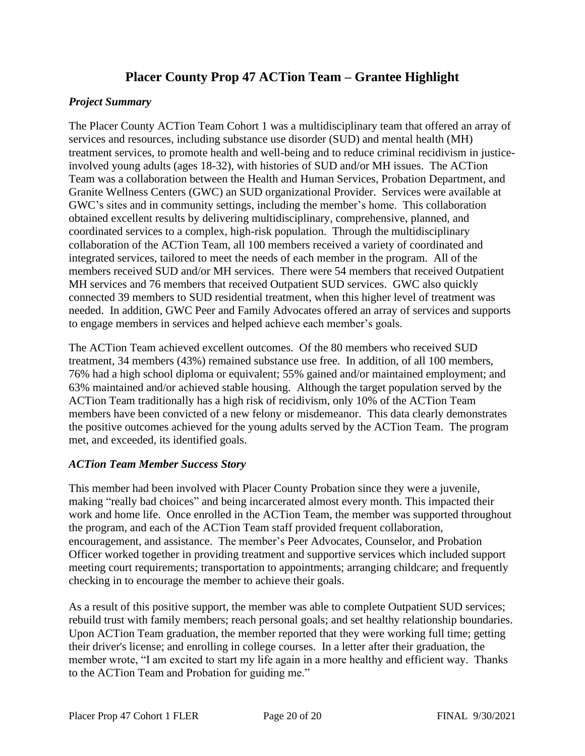# Placer County Prop 47 ACTion Team – Grantee Highlight

### *Project Summary*

The Placer County ACTion Team Cohort 1 was a multidisciplinary team that offered an array of services and resources, including substance use disorder (SUD) and mental health (MH) treatment services, to promote health and well-being and to reduce criminal recidivism in justice-involved young adults (ages 18-32), with histories of SUD and/or MH issues. The ACTion Team was a collaboration between the Health and Human Services, Probation Department, and Granite Wellness Centers (GWC) an SUD organizational Provider. Services were available at GWC's sites and in community settings, including the member's home. This collaboration obtained excellent results by delivering multidisciplinary, comprehensive, planned, and coordinated services to a complex, high-risk population. Through the multidisciplinary collaboration of the ACTion Team, all 100 members received a variety of coordinated and integrated services, tailored to meet the needs of each member in the program. All of the members received SUD and/or MH services. There were 54 members that received Outpatient MH services and 76 members that received Outpatient SUD services. GWC also quickly connected 39 members to SUD residential treatment, when this higher level of treatment was needed. In addition, GWC Peer and Family Advocates offered an array of services and supports to engage members in services and helped achieve each member's goals.

The ACTion Team achieved excellent outcomes. Of the 80 members who received SUD treatment, 34 members (43%) remained substance use free. In addition, of all 100 members, 76% had a high school diploma or equivalent; 55% gained and/or maintained employment; and 63% maintained and/or achieved stable housing. Although the target population served by the ACTion Team traditionally has a high risk of recidivism, only 10% of the ACTion Team members have been convicted of a new felony or misdemeanor. This data clearly demonstrates the positive outcomes achieved for the young adults served by the ACTion Team. The program met, and exceeded, its identified goals.

### *ACTion Team Member Success Story*

This member had been involved with Placer County Probation since they were a juvenile, making "really bad choices" and being incarcerated almost every month. This impacted their work and home life. Once enrolled in the ACTion Team, the member was supported throughout the program, and each of the ACTion Team staff provided frequent collaboration, encouragement, and assistance. The member's Peer Advocates, Counselor, and Probation Officer worked together in providing treatment and supportive services which included support meeting court requirements; transportation to appointments; arranging childcare; and frequently checking in to encourage the member to achieve their goals.

As a result of this positive support, the member was able to complete Outpatient SUD services; rebuild trust with family members; reach personal goals; and set healthy relationship boundaries. Upon ACTion Team graduation, the member reported that they were working full time; getting their driver's license; and enrolling in college courses. In a letter after their graduation, the member wrote, "I am excited to start my life again in a more healthy and efficient way. Thanks to the ACTion Team and Probation for guiding me."